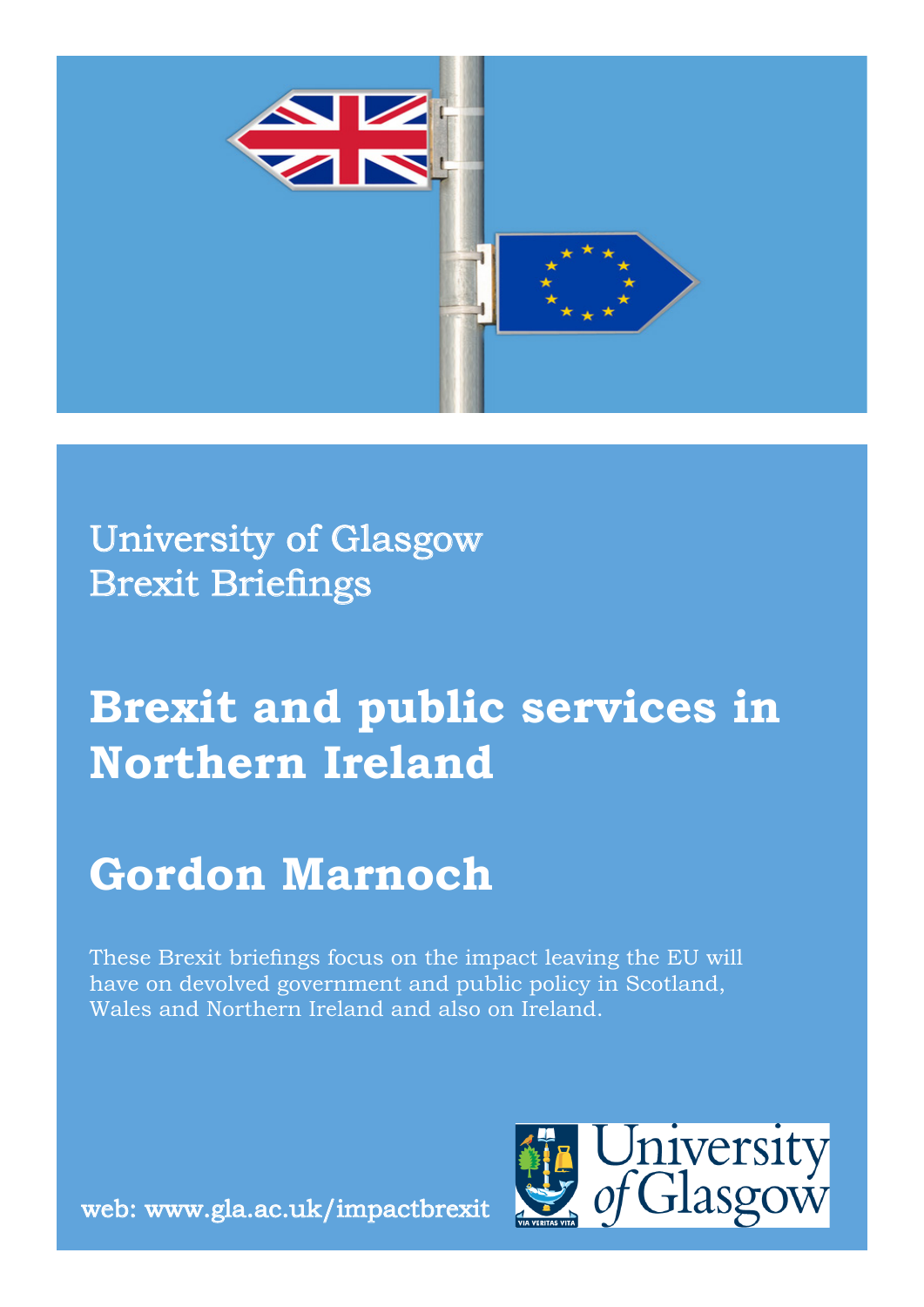University of Glasgow
Brexit Briefings

# Brexit and public services in Northern Ireland

## Gordon Marnoch

These Brexit briefings focus on the impact leaving the EU will have on devolved government and public policy in Scotland, Wales and Northern Ireland and also on Ireland.

web: www.gla.ac.uk/impactbrexit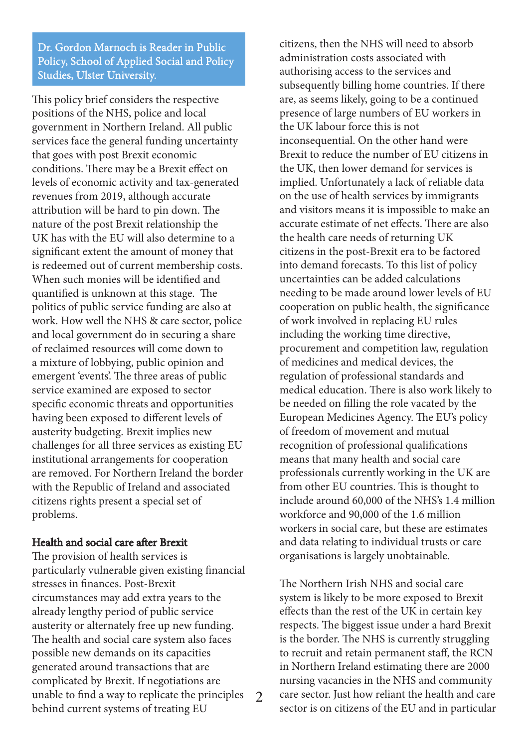Dr. Gordon Marnoch is Reader in Public Policy, School of Applied Social and Policy Studies, Ulster University.

This policy brief considers the respective positions of the NHS, police and local government in Northern Ireland. All public services face the general funding uncertainty that goes with post Brexit economic conditions. There may be a Brexit effect on levels of economic activity and tax-generated revenues from 2019, although accurate attribution will be hard to pin down. The nature of the post Brexit relationship the UK has with the EU will also determine to a significant extent the amount of money that is redeemed out of current membership costs. When such monies will be identified and quantified is unknown at this stage. The politics of public service funding are also at work. How well the NHS & care sector, police and local government do in securing a share of reclaimed resources will come down to a mixture of lobbying, public opinion and emergent 'events'. The three areas of public service examined are exposed to sector specific economic threats and opportunities having been exposed to different levels of austerity budgeting. Brexit implies new challenges for all three services as existing EU institutional arrangements for cooperation are removed. For Northern Ireland the border with the Republic of Ireland and associated citizens rights present a special set of problems.

## Health and social care after Brexit

The provision of health services is particularly vulnerable given existing financial stresses in finances. Post-Brexit circumstances may add extra years to the already lengthy period of public service austerity or alternately free up new funding. The health and social care system also faces possible new demands on its capacities generated around transactions that are complicated by Brexit. If negotiations are unable to find a way to replicate the principles behind current systems of treating EU citizens, then the NHS will need to absorb administration costs associated with authorising access to the services and subsequently billing home countries. If there are, as seems likely, going to be a continued presence of large numbers of EU workers in the UK labour force this is not inconsequential. On the other hand were Brexit to reduce the number of EU citizens in the UK, then lower demand for services is implied. Unfortunately a lack of reliable data on the use of health services by immigrants and visitors means it is impossible to make an accurate estimate of net effects. There are also the health care needs of returning UK citizens in the post-Brexit era to be factored into demand forecasts. To this list of policy uncertainties can be added calculations needing to be made around lower levels of EU cooperation on public health, the significance of work involved in replacing EU rules including the working time directive, procurement and competition law, regulation of medicines and medical devices, the regulation of professional standards and medical education. There is also work likely to be needed on filling the role vacated by the European Medicines Agency. The EU's policy of freedom of movement and mutual recognition of professional qualifications means that many health and social care professionals currently working in the UK are from other EU countries. This is thought to include around 60,000 of the NHS's 1.4 million workforce and 90,000 of the 1.6 million workers in social care, but these are estimates and data relating to individual trusts or care organisations is largely unobtainable.

The Northern Irish NHS and social care system is likely to be more exposed to Brexit effects than the rest of the UK in certain key respects. The biggest issue under a hard Brexit is the border. The NHS is currently struggling to recruit and retain permanent staff, the RCN in Northern Ireland estimating there are 2000 nursing vacancies in the NHS and community care sector. Just how reliant the health and care sector is on citizens of the EU and in particular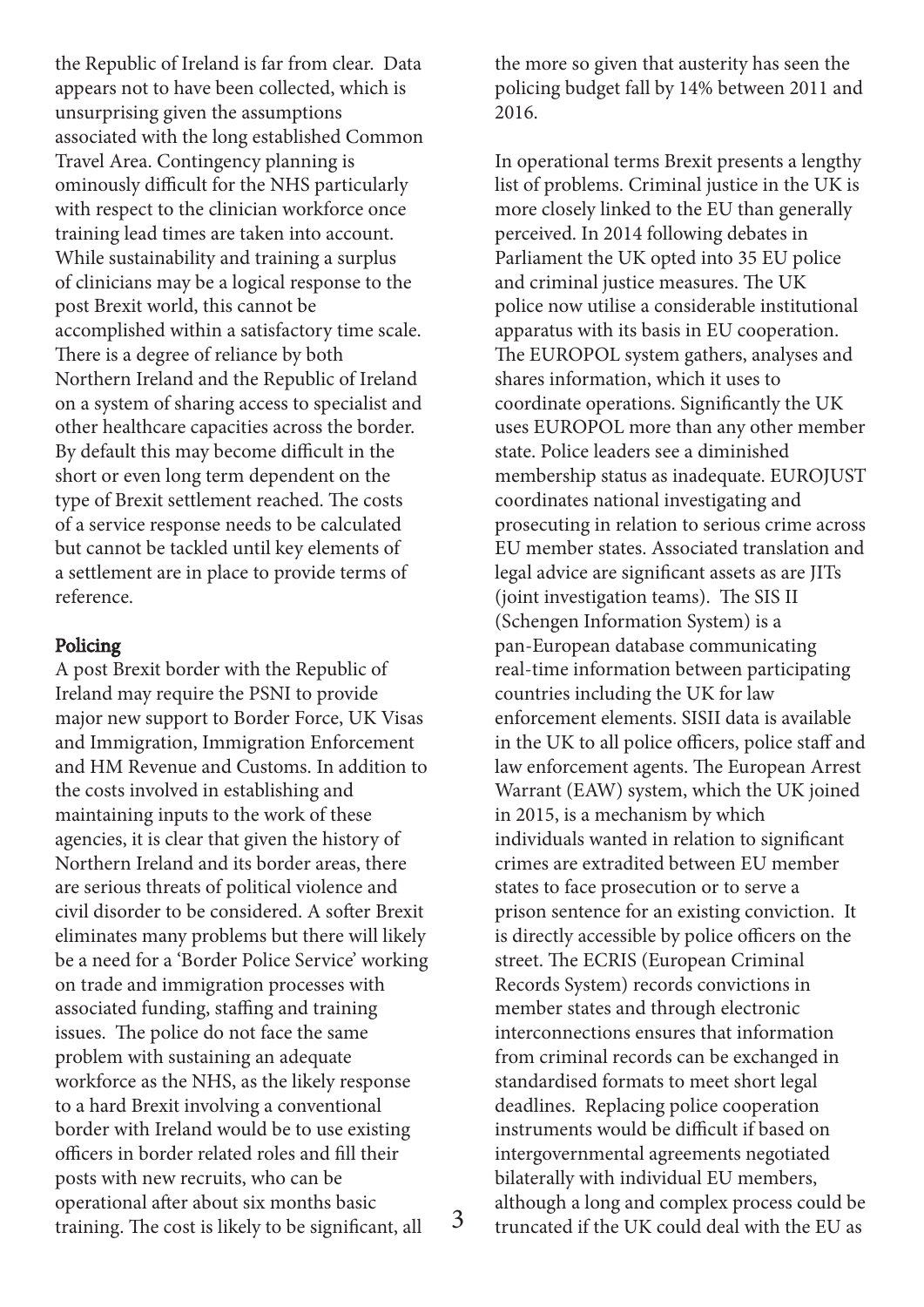the Republic of Ireland is far from clear. Data appears not to have been collected, which is unsurprising given the assumptions associated with the long established Common Travel Area. Contingency planning is ominously difficult for the NHS particularly with respect to the clinician workforce once training lead times are taken into account. While sustainability and training a surplus of clinicians may be a logical response to the post Brexit world, this cannot be accomplished within a satisfactory time scale. There is a degree of reliance by both Northern Ireland and the Republic of Ireland on a system of sharing access to specialist and other healthcare capacities across the border. By default this may become difficult in the short or even long term dependent on the type of Brexit settlement reached. The costs of a service response needs to be calculated but cannot be tackled until key elements of a settlement are in place to provide terms of reference.

## Policing

A post Brexit border with the Republic of Ireland may require the PSNI to provide major new support to Border Force, UK Visas and Immigration, Immigration Enforcement and HM Revenue and Customs. In addition to the costs involved in establishing and maintaining inputs to the work of these agencies, it is clear that given the history of Northern Ireland and its border areas, there are serious threats of political violence and civil disorder to be considered. A softer Brexit eliminates many problems but there will likely be a need for a 'Border Police Service' working on trade and immigration processes with associated funding, staffing and training issues. The police do not face the same problem with sustaining an adequate workforce as the NHS, as the likely response to a hard Brexit involving a conventional border with Ireland would be to use existing officers in border related roles and fill their posts with new recruits, who can be operational after about six months basic training. The cost is likely to be significant, all the more so given that austerity has seen the policing budget fall by 14% between 2011 and 2016.

In operational terms Brexit presents a lengthy list of problems. Criminal justice in the UK is more closely linked to the EU than generally perceived. In 2014 following debates in Parliament the UK opted into 35 EU police and criminal justice measures. The UK police now utilise a considerable institutional apparatus with its basis in EU cooperation. The EUROPOL system gathers, analyses and shares information, which it uses to coordinate operations. Significantly the UK uses EUROPOL more than any other member state. Police leaders see a diminished membership status as inadequate. EUROJUST coordinates national investigating and prosecuting in relation to serious crime across EU member states. Associated translation and legal advice are significant assets as are JITs (joint investigation teams). The SIS II (Schengen Information System) is a pan-European database communicating real-time information between participating countries including the UK for law enforcement elements. SISII data is available in the UK to all police officers, police staff and law enforcement agents. The European Arrest Warrant (EAW) system, which the UK joined in 2015, is a mechanism by which individuals wanted in relation to significant crimes are extradited between EU member states to face prosecution or to serve a prison sentence for an existing conviction. It is directly accessible by police officers on the street. The ECRIS (European Criminal Records System) records convictions in member states and through electronic interconnections ensures that information from criminal records can be exchanged in standardised formats to meet short legal deadlines. Replacing police cooperation instruments would be difficult if based on intergovernmental agreements negotiated bilaterally with individual EU members, although a long and complex process could be truncated if the UK could deal with the EU as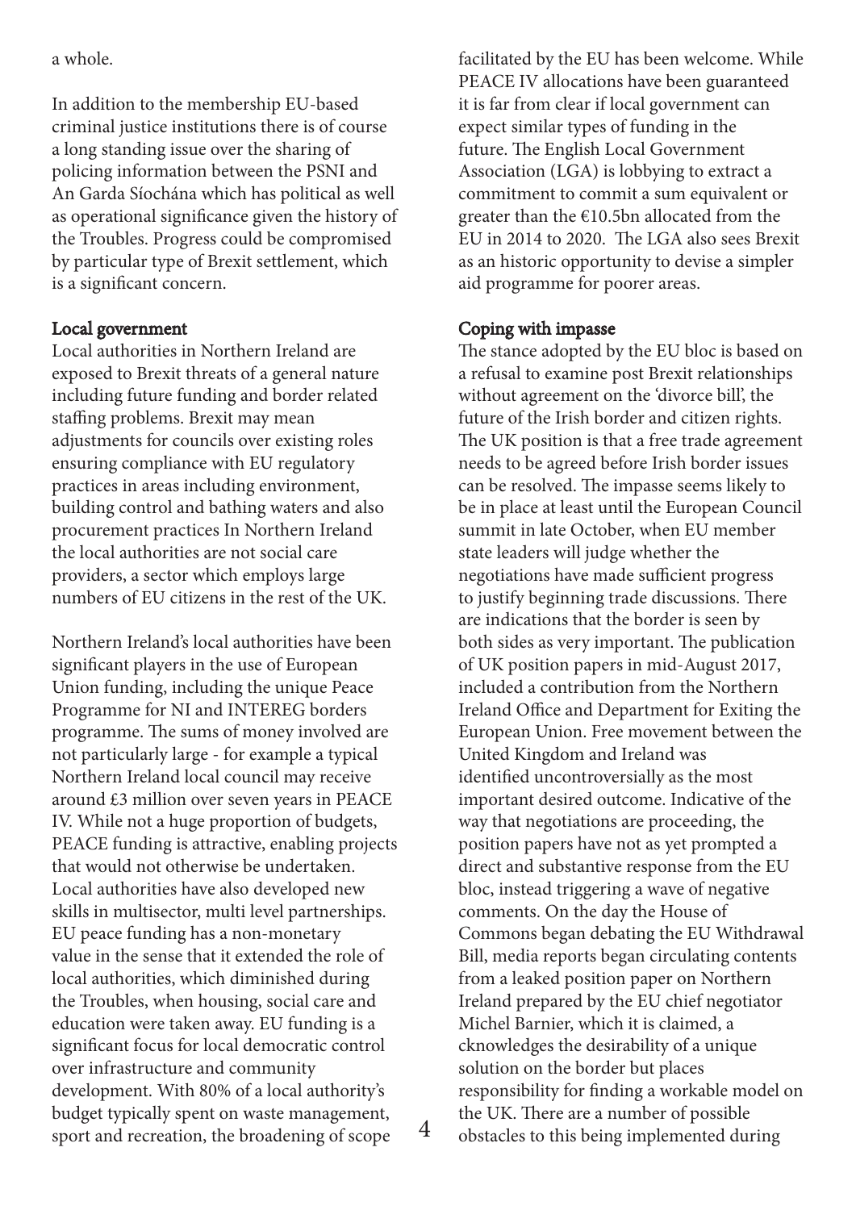a whole.

In addition to the membership EU-based criminal justice institutions there is of course a long standing issue over the sharing of policing information between the PSNI and An Garda Síochána which has political as well as operational significance given the history of the Troubles. Progress could be compromised by particular type of Brexit settlement, which is a significant concern.

## Local government

Local authorities in Northern Ireland are exposed to Brexit threats of a general nature including future funding and border related staffing problems. Brexit may mean adjustments for councils over existing roles ensuring compliance with EU regulatory practices in areas including environment, building control and bathing waters and also procurement practices In Northern Ireland the local authorities are not social care providers, a sector which employs large numbers of EU citizens in the rest of the UK.

Northern Ireland's local authorities have been significant players in the use of European Union funding, including the unique Peace Programme for NI and INTEREG borders programme. The sums of money involved are not particularly large - for example a typical Northern Ireland local council may receive around £3 million over seven years in PEACE IV. While not a huge proportion of budgets, PEACE funding is attractive, enabling projects that would not otherwise be undertaken. Local authorities have also developed new skills in multisector, multi level partnerships. EU peace funding has a non-monetary value in the sense that it extended the role of local authorities, which diminished during the Troubles, when housing, social care and education were taken away. EU funding is a significant focus for local democratic control over infrastructure and community development. With 80% of a local authority's budget typically spent on waste management, sport and recreation, the broadening of scope facilitated by the EU has been welcome. While PEACE IV allocations have been guaranteed it is far from clear if local government can expect similar types of funding in the future. The English Local Government Association (LGA) is lobbying to extract a commitment to commit a sum equivalent or greater than the €10.5bn allocated from the EU in 2014 to 2020. The LGA also sees Brexit as an historic opportunity to devise a simpler aid programme for poorer areas.

## Coping with impasse

The stance adopted by the EU bloc is based on a refusal to examine post Brexit relationships without agreement on the 'divorce bill', the future of the Irish border and citizen rights. The UK position is that a free trade agreement needs to be agreed before Irish border issues can be resolved. The impasse seems likely to be in place at least until the European Council summit in late October, when EU member state leaders will judge whether the negotiations have made sufficient progress to justify beginning trade discussions. There are indications that the border is seen by both sides as very important. The publication of UK position papers in mid-August 2017, included a contribution from the Northern Ireland Office and Department for Exiting the European Union. Free movement between the United Kingdom and Ireland was identified uncontroversially as the most important desired outcome. Indicative of the way that negotiations are proceeding, the position papers have not as yet prompted a direct and substantive response from the EU bloc, instead triggering a wave of negative comments. On the day the House of Commons began debating the EU Withdrawal Bill, media reports began circulating contents from a leaked position paper on Northern Ireland prepared by the EU chief negotiator Michel Barnier, which it is claimed, a cknowledges the desirability of a unique solution on the border but places responsibility for finding a workable model on the UK. There are a number of possible obstacles to this being implemented during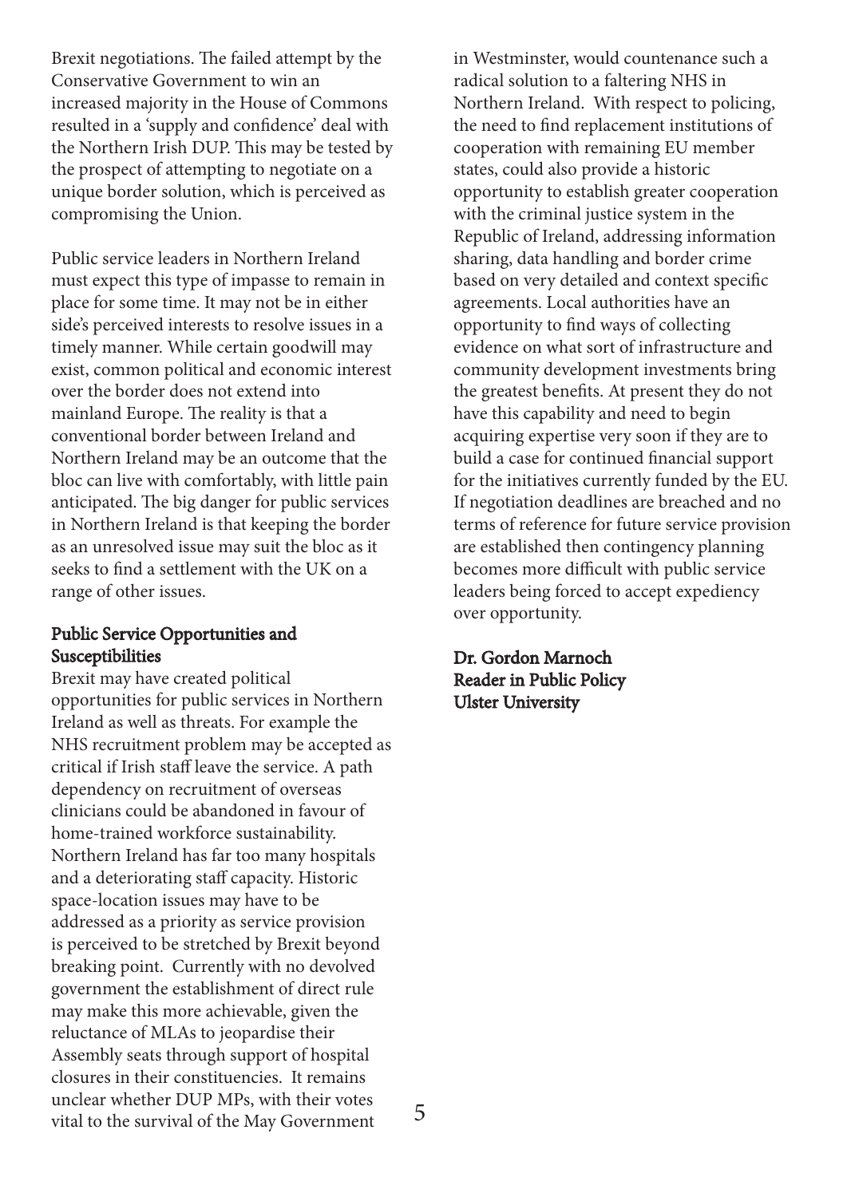Brexit negotiations. The failed attempt by the Conservative Government to win an increased majority in the House of Commons resulted in a 'supply and confidence' deal with the Northern Irish DUP. This may be tested by the prospect of attempting to negotiate on a unique border solution, which is perceived as compromising the Union.

Public service leaders in Northern Ireland must expect this type of impasse to remain in place for some time. It may not be in either side's perceived interests to resolve issues in a timely manner. While certain goodwill may exist, common political and economic interest over the border does not extend into mainland Europe. The reality is that a conventional border between Ireland and Northern Ireland may be an outcome that the bloc can live with comfortably, with little pain anticipated. The big danger for public services in Northern Ireland is that keeping the border as an unresolved issue may suit the bloc as it seeks to find a settlement with the UK on a range of other issues.

### Public Service Opportunities and Susceptibilities

Brexit may have created political opportunities for public services in Northern Ireland as well as threats. For example the NHS recruitment problem may be accepted as critical if Irish staff leave the service. A path dependency on recruitment of overseas clinicians could be abandoned in favour of home-trained workforce sustainability. Northern Ireland has far too many hospitals and a deteriorating staff capacity. Historic space-location issues may have to be addressed as a priority as service provision is perceived to be stretched by Brexit beyond breaking point. Currently with no devolved government the establishment of direct rule may make this more achievable, given the reluctance of MLAs to jeopardise their Assembly seats through support of hospital closures in their constituencies. It remains unclear whether DUP MPs, with their votes vital to the survival of the May Government in Westminster, would countenance such a radical solution to a faltering NHS in Northern Ireland. With respect to policing, the need to find replacement institutions of cooperation with remaining EU member states, could also provide a historic opportunity to establish greater cooperation with the criminal justice system in the Republic of Ireland, addressing information sharing, data handling and border crime based on very detailed and context specific agreements. Local authorities have an opportunity to find ways of collecting evidence on what sort of infrastructure and community development investments bring the greatest benefits. At present they do not have this capability and need to begin acquiring expertise very soon if they are to build a case for continued financial support for the initiatives currently funded by the EU. If negotiation deadlines are breached and no terms of reference for future service provision are established then contingency planning becomes more difficult with public service leaders being forced to accept expediency over opportunity.

**Dr. Gordon Marnoch**
**Reader in Public Policy**
**Ulster University**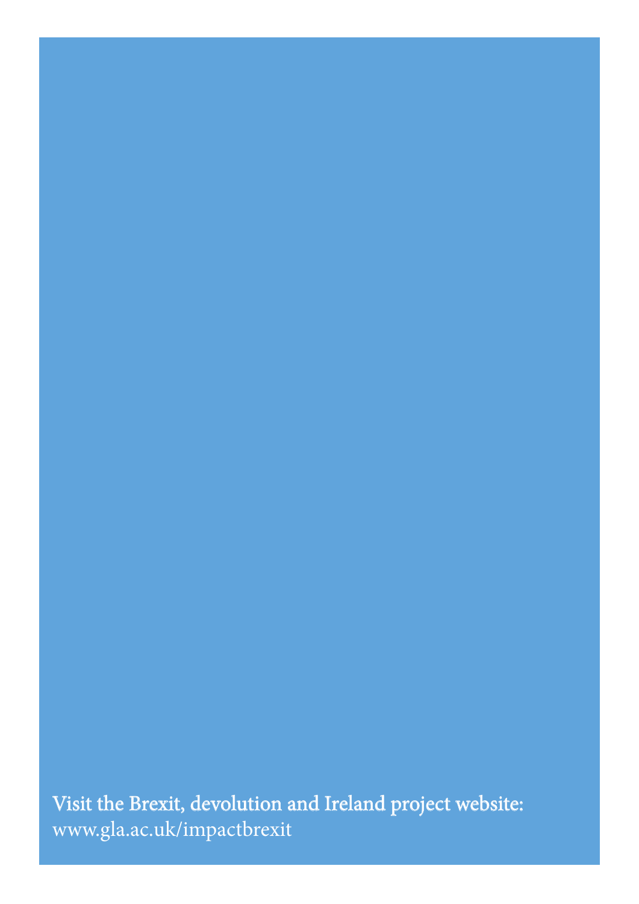**Visit the Brexit, devolution and Ireland project website:**
www.gla.ac.uk/impactbrexit